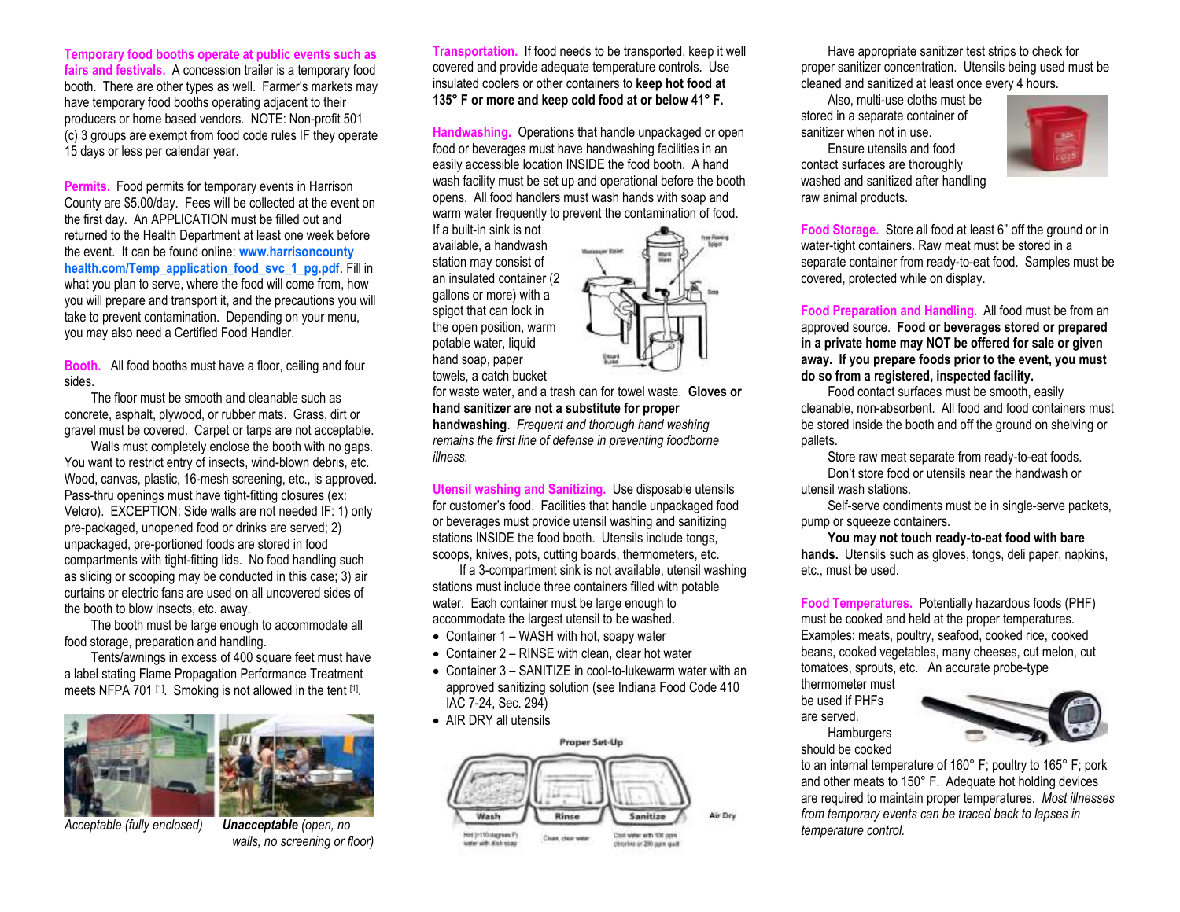**Temporary food booths operate at public events such as fairs and festivals.** A concession trailer is a temporary food booth. There are other types as well. Farmer's markets may have temporary food booths operating adjacent to their producers or home based vendors. NOTE: Non-profit 501 (c) 3 groups are exempt from food code rules IF they operate 15 days or less per calendar year.

**Permits.** Food permits for temporary events in Harrison County are $5.00/day. Fees will be collected at the event on the first day. An APPLICATION must be filled out and returned to the Health Department at least one week before the event. It can be found online: **www.harrisoncountyhealth.com/Temp_application_food_svc_1_pg.pdf**. Fill in what you plan to serve, where the food will come from, how you will prepare and transport it, and the precautions you will take to prevent contamination. Depending on your menu, you may also need a Certified Food Handler.

**Booth.** All food booths must have a floor, ceiling and four sides.

The floor must be smooth and cleanable such as concrete, asphalt, plywood, or rubber mats. Grass, dirt or gravel must be covered. Carpet or tarps are not acceptable.

Walls must completely enclose the booth with no gaps. You want to restrict entry of insects, wind-blown debris, etc. Wood, canvas, plastic, 16-mesh screening, etc., is approved. Pass-thru openings must have tight-fitting closures (ex: Velcro). EXCEPTION: Side walls are not needed IF: 1) only pre-packaged, unopened food or drinks are served; 2) unpackaged, pre-portioned foods are stored in food compartments with tight-fitting lids. No food handling such as slicing or scooping may be conducted in this case; 3) air curtains or electric fans are used on all uncovered sides of the booth to blow insects, etc. away.

The booth must be large enough to accommodate all food storage, preparation and handling.

Tents/awnings in excess of 400 square feet must have a label stating Flame Propagation Performance Treatment meets NFPA 701 [1]. Smoking is not allowed in the tent [1].

*Acceptable (fully enclosed)* **Unacceptable** *(open, no walls, no screening or floor)*

**Transportation.** If food needs to be transported, keep it well covered and provide adequate temperature controls. Use insulated coolers or other containers to **keep hot food at 135° F or more and keep cold food at or below 41° F.**

**Handwashing.** Operations that handle unpackaged or open food or beverages must have handwashing facilities in an easily accessible location INSIDE the food booth. A hand wash facility must be set up and operational before the booth opens. All food handlers must wash hands with soap and warm water frequently to prevent the contamination of food. If a built-in sink is not available, a handwash station may consist of an insulated container (2 gallons or more) with a spigot that can lock in the open position, warm potable water, liquid hand soap, paper towels, a catch bucket for waste water, and a trash can for towel waste. **Gloves or hand sanitizer are not a substitute for proper handwashing**. *Frequent and thorough hand washing remains the first line of defense in preventing foodborne illness.*

**Utensil washing and Sanitizing.** Use disposable utensils for customer's food. Facilities that handle unpackaged food or beverages must provide utensil washing and sanitizing stations INSIDE the food booth. Utensils include tongs, scoops, knives, pots, cutting boards, thermometers, etc.

If a 3-compartment sink is not available, utensil washing stations must include three containers filled with potable water. Each container must be large enough to accommodate the largest utensil to be washed.

- Container 1 – WASH with hot, soapy water
- Container 2 – RINSE with clean, clear hot water
- Container 3 – SANITIZE in cool-to-lukewarm water with an approved sanitizing solution (see Indiana Food Code 410 IAC 7-24, Sec. 294)
- AIR DRY all utensils

Have appropriate sanitizer test strips to check for proper sanitizer concentration. Utensils being used must be cleaned and sanitized at least once every 4 hours.

Also, multi-use cloths must be stored in a separate container of sanitizer when not in use.

Ensure utensils and food contact surfaces are thoroughly washed and sanitized after handling raw animal products.

**Food Storage.** Store all food at least 6" off the ground or in water-tight containers. Raw meat must be stored in a separate container from ready-to-eat food. Samples must be covered, protected while on display.

**Food Preparation and Handling.** All food must be from an approved source. **Food or beverages stored or prepared in a private home may NOT be offered for sale or given away. If you prepare foods prior to the event, you must do so from a registered, inspected facility.**

Food contact surfaces must be smooth, easily cleanable, non-absorbent. All food and food containers must be stored inside the booth and off the ground on shelving or pallets.

Store raw meat separate from ready-to-eat foods.

Don't store food or utensils near the handwash or utensil wash stations.

Self-serve condiments must be in single-serve packets, pump or squeeze containers.

**You may not touch ready-to-eat food with bare hands.** Utensils such as gloves, tongs, deli paper, napkins, etc., must be used.

**Food Temperatures.** Potentially hazardous foods (PHF) must be cooked and held at the proper temperatures. Examples: meats, poultry, seafood, cooked rice, cooked beans, cooked vegetables, many cheeses, cut melon, cut tomatoes, sprouts, etc. An accurate probe-type thermometer must be used if PHFs are served.

Hamburgers should be cooked to an internal temperature of 160° F; poultry to 165° F; pork and other meats to 150° F. Adequate hot holding devices are required to maintain proper temperatures. *Most illnesses from temporary events can be traced back to lapses in temperature control.*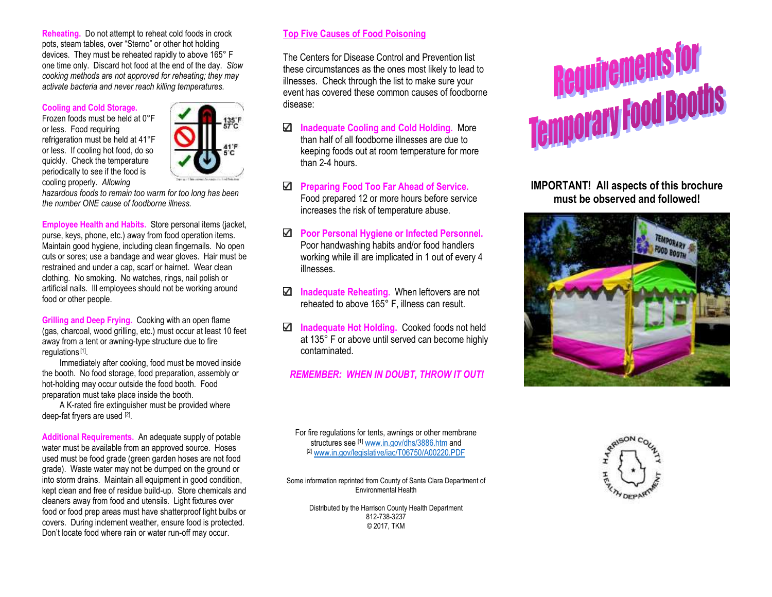**Reheating.** Do not attempt to reheat cold foods in crock pots, steam tables, over "Sterno" or other hot holding devices. They must be reheated rapidly to above 165° F one time only. Discard hot food at the end of the day. *Slow cooking methods are not approved for reheating; they may activate bacteria and never reach killing temperatures.*

**Cooling and Cold Storage.** Frozen foods must be held at 0°F or less. Food requiring refrigeration must be held at 41°F or less. If cooling hot food, do so quickly. Check the temperature periodically to see if the food is cooling properly. *Allowing hazardous foods to remain too warm for too long has been the number ONE cause of foodborne illness.*

135°F 57°C

41°F 5°C

**Employee Health and Habits.** Store personal items (jacket, purse, keys, phone, etc.) away from food operation items. Maintain good hygiene, including clean fingernails. No open cuts or sores; use a bandage and wear gloves. Hair must be restrained and under a cap, scarf or hairnet. Wear clean clothing. No smoking. No watches, rings, nail polish or artificial nails. Ill employees should not be working around food or other people.

**Grilling and Deep Frying.** Cooking with an open flame (gas, charcoal, wood grilling, etc.) must occur at least 10 feet away from a tent or awning-type structure due to fire regulations[1].

Immediately after cooking, food must be moved inside the booth. No food storage, food preparation, assembly or hot-holding may occur outside the food booth. Food preparation must take place inside the booth.

A K-rated fire extinguisher must be provided where deep-fat fryers are used [2].

**Additional Requirements.** An adequate supply of potable water must be available from an approved source. Hoses used must be food grade (green garden hoses are not food grade). Waste water may not be dumped on the ground or into storm drains. Maintain all equipment in good condition, kept clean and free of residue build-up. Store chemicals and cleaners away from food and utensils. Light fixtures over food or food prep areas must have shatterproof light bulbs or covers. During inclement weather, ensure food is protected. Don't locate food where rain or water run-off may occur.

## Top Five Causes of Food Poisoning

The Centers for Disease Control and Prevention list these circumstances as the ones most likely to lead to illnesses. Check through the list to make sure your event has covered these common causes of foodborne disease:

- ☑ **Inadequate Cooling and Cold Holding.** More than half of all foodborne illnesses are due to keeping foods out at room temperature for more than 2-4 hours.
- ☑ **Preparing Food Too Far Ahead of Service.** Food prepared 12 or more hours before service increases the risk of temperature abuse.
- ☑ **Poor Personal Hygiene or Infected Personnel.** Poor handwashing habits and/or food handlers working while ill are implicated in 1 out of every 4 illnesses.
- ☑ **Inadequate Reheating.** When leftovers are not reheated to above 165° F, illness can result.
- ☑ **Inadequate Hot Holding.** Cooked foods not held at 135° F or above until served can become highly contaminated.

***REMEMBER: WHEN IN DOUBT, THROW IT OUT!***

For fire regulations for tents, awnings or other membrane structures see [1] www.in.gov/dhs/3886.htm and [2] www.in.gov/legislative/iac/T06750/A00220.PDF

Some information reprinted from County of Santa Clara Department of Environmental Health

Distributed by the Harrison County Health Department
812-738-3237
© 2017, TKM

# Requirements for Temporary Food Booths

**IMPORTANT! All aspects of this brochure must be observed and followed!**

HARRISON COUNTY HEALTH DEPARTMENT